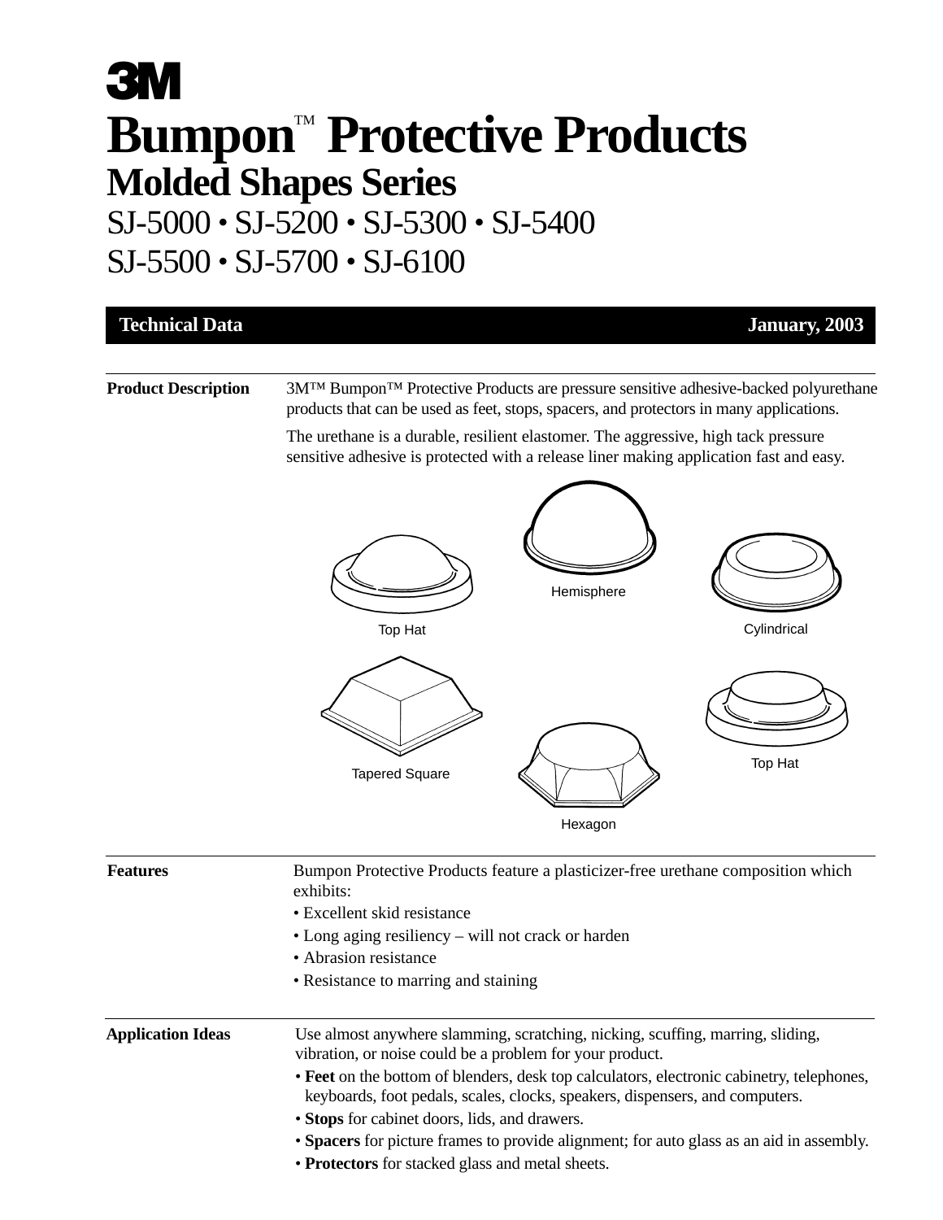# 3M

# Bumpon™ Protective Products

## Molded Shapes Series

## SJ-5000 • SJ-5200 • SJ-5300 • SJ-5400 SJ-5500 • SJ-5700 • SJ-6100

**Technical Data** | **January, 2003**

---

**Product Description**

3M™ Bumpon™ Protective Products are pressure sensitive adhesive-backed polyurethane products that can be used as feet, stops, spacers, and protectors in many applications.

The urethane is a durable, resilient elastomer. The aggressive, high tack pressure sensitive adhesive is protected with a release liner making application fast and easy.

Top Hat

Hemisphere

Cylindrical

Tapered Square

Hexagon

Top Hat

---

**Features**

Bumpon Protective Products feature a plasticizer-free urethane composition which exhibits:

- Excellent skid resistance
- Long aging resiliency – will not crack or harden
- Abrasion resistance
- Resistance to marring and staining

---

**Application Ideas**

Use almost anywhere slamming, scratching, nicking, scuffing, marring, sliding, vibration, or noise could be a problem for your product.

- **Feet** on the bottom of blenders, desk top calculators, electronic cabinetry, telephones, keyboards, foot pedals, scales, clocks, speakers, dispensers, and computers.
- **Stops** for cabinet doors, lids, and drawers.
- **Spacers** for picture frames to provide alignment; for auto glass as an aid in assembly.
- **Protectors** for stacked glass and metal sheets.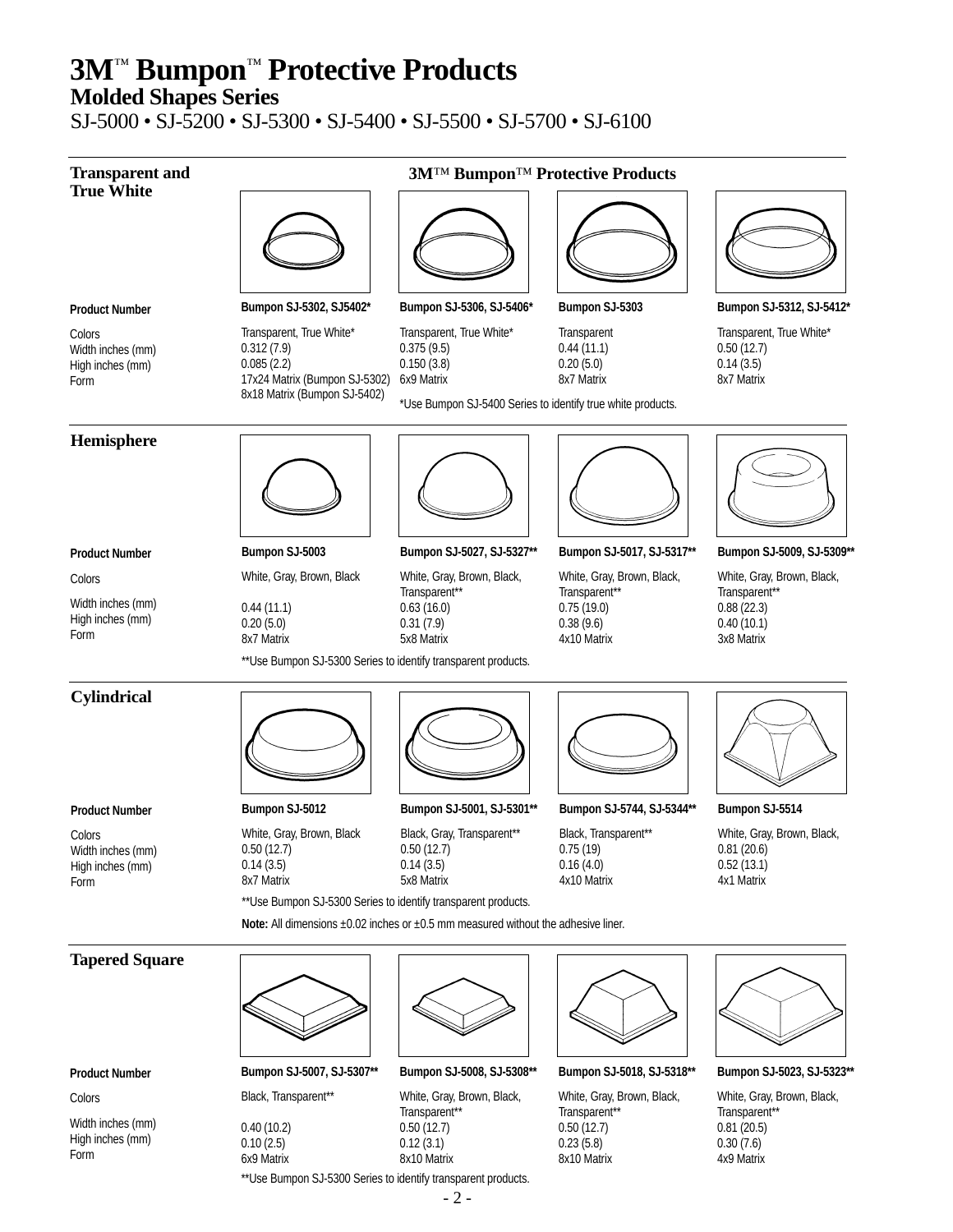# 3M™ Bumpon™ Protective Products

## Molded Shapes Series

SJ-5000 • SJ-5200 • SJ-5300 • SJ-5400 • SJ-5500 • SJ-5700 • SJ-6100

### Transparent and True White

**3M™ Bumpon™ Protective Products**

| Product Number | Bumpon SJ-5302, SJ5402* | Bumpon SJ-5306, SJ-5406* | Bumpon SJ-5303 | Bumpon SJ-5312, SJ-5412* |
|---|---|---|---|---|
| Colors | Transparent, True White* | Transparent, True White* | Transparent | Transparent, True White* |
| Width inches (mm) | 0.312 (7.9) | 0.375 (9.5) | 0.44 (11.1) | 0.50 (12.7) |
| High inches (mm) | 0.085 (2.2) | 0.150 (3.8) | 0.20 (5.0) | 0.14 (3.5) |
| Form | 17x24 Matrix (Bumpon SJ-5302) 8x18 Matrix (Bumpon SJ-5402) | 6x9 Matrix | 8x7 Matrix | 8x7 Matrix |

*Use Bumpon SJ-5400 Series to identify true white products.

### Hemisphere

| Product Number | Bumpon SJ-5003 | Bumpon SJ-5027, SJ-5327** | Bumpon SJ-5017, SJ-5317** | Bumpon SJ-5009, SJ-5309** |
|---|---|---|---|---|
| Colors | White, Gray, Brown, Black | White, Gray, Brown, Black, Transparent** | White, Gray, Brown, Black, Transparent** | White, Gray, Brown, Black, Transparent** |
| Width inches (mm) | 0.44 (11.1) | 0.63 (16.0) | 0.75 (19.0) | 0.88 (22.3) |
| High inches (mm) | 0.20 (5.0) | 0.31 (7.9) | 0.38 (9.6) | 0.40 (10.1) |
| Form | 8x7 Matrix | 5x8 Matrix | 4x10 Matrix | 3x8 Matrix |

**Use Bumpon SJ-5300 Series to identify transparent products.

### Cylindrical

| Product Number | Bumpon SJ-5012 | Bumpon SJ-5001, SJ-5301** | Bumpon SJ-5744, SJ-5344** | Bumpon SJ-5514 |
|---|---|---|---|---|
| Colors | White, Gray, Brown, Black | Black, Gray, Transparent** | Black, Transparent** | White, Gray, Brown, Black, |
| Width inches (mm) | 0.50 (12.7) | 0.50 (12.7) | 0.75 (19) | 0.81 (20.6) |
| High inches (mm) | 0.14 (3.5) | 0.14 (3.5) | 0.16 (4.0) | 0.52 (13.1) |
| Form | 8x7 Matrix | 5x8 Matrix | 4x10 Matrix | 4x1 Matrix |

**Use Bumpon SJ-5300 Series to identify transparent products.

**Note:** All dimensions ±0.02 inches or ±0.5 mm measured without the adhesive liner.

### Tapered Square

| Product Number | Bumpon SJ-5007, SJ-5307** | Bumpon SJ-5008, SJ-5308** | Bumpon SJ-5018, SJ-5318** | Bumpon SJ-5023, SJ-5323** |
|---|---|---|---|---|
| Colors | Black, Transparent** | White, Gray, Brown, Black, Transparent** | White, Gray, Brown, Black, Transparent** | White, Gray, Brown, Black, Transparent** |
| Width inches (mm) | 0.40 (10.2) | 0.50 (12.7) | 0.50 (12.7) | 0.81 (20.5) |
| High inches (mm) | 0.10 (2.5) | 0.12 (3.1) | 0.23 (5.8) | 0.30 (7.6) |
| Form | 6x9 Matrix | 8x10 Matrix | 8x10 Matrix | 4x9 Matrix |

**Use Bumpon SJ-5300 Series to identify transparent products.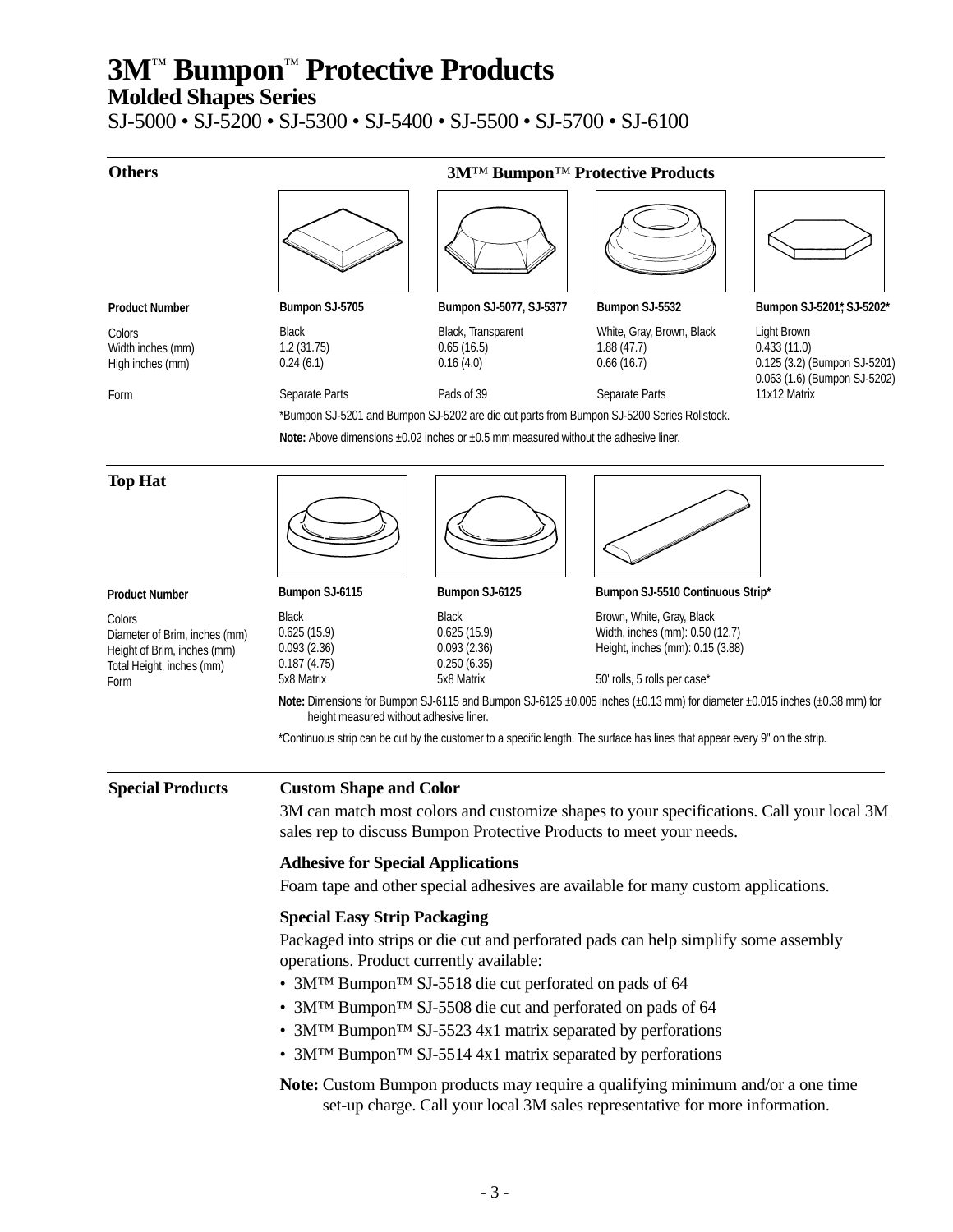# 3M™ Bumpon™ Protective Products

## Molded Shapes Series

SJ-5000 • SJ-5200 • SJ-5300 • SJ-5400 • SJ-5500 • SJ-5700 • SJ-6100

### Others

**3M™ Bumpon™ Protective Products**

| Product Number | Bumpon SJ-5705 | Bumpon SJ-5077, SJ-5377 | Bumpon SJ-5532 | Bumpon SJ-5201*, SJ-5202* |
|---|---|---|---|---|
| Colors | Black | Black, Transparent | White, Gray, Brown, Black | Light Brown |
| Width inches (mm) | 1.2 (31.75) | 0.65 (16.5) | 1.88 (47.7) | 0.433 (11.0) |
| High inches (mm) | 0.24 (6.1) | 0.16 (4.0) | 0.66 (16.7) | 0.125 (3.2) (Bumpon SJ-5201) 0.063 (1.6) (Bumpon SJ-5202) |
| Form | Separate Parts | Pads of 39 | Separate Parts | 11x12 Matrix |

*Bumpon SJ-5201 and Bumpon SJ-5202 are die cut parts from Bumpon SJ-5200 Series Rollstock.

**Note:** Above dimensions ±0.02 inches or ±0.5 mm measured without the adhesive liner.

### Top Hat

| Product Number | Bumpon SJ-6115 | Bumpon SJ-6125 | Bumpon SJ-5510 Continuous Strip* |
|---|---|---|---|
| Colors | Black | Black | Brown, White, Gray, Black |
| Diameter of Brim, inches (mm) | 0.625 (15.9) | 0.625 (15.9) | Width, inches (mm): 0.50 (12.7) |
| Height of Brim, inches (mm) | 0.093 (2.36) | 0.093 (2.36) | Height, inches (mm): 0.15 (3.88) |
| Total Height, inches (mm) | 0.187 (4.75) | 0.250 (6.35) | |
| Form | 5x8 Matrix | 5x8 Matrix | 50' rolls, 5 rolls per case* |

**Note:** Dimensions for Bumpon SJ-6115 and Bumpon SJ-6125 ±0.005 inches (±0.13 mm) for diameter ±0.015 inches (±0.38 mm) for height measured without adhesive liner.

*Continuous strip can be cut by the customer to a specific length. The surface has lines that appear every 9" on the strip.

### Special Products

**Custom Shape and Color**

3M can match most colors and customize shapes to your specifications. Call your local 3M sales rep to discuss Bumpon Protective Products to meet your needs.

**Adhesive for Special Applications**

Foam tape and other special adhesives are available for many custom applications.

**Special Easy Strip Packaging**

Packaged into strips or die cut and perforated pads can help simplify some assembly operations. Product currently available:

- 3M™ Bumpon™ SJ-5518 die cut perforated on pads of 64
- 3M™ Bumpon™ SJ-5508 die cut and perforated on pads of 64
- 3M™ Bumpon™ SJ-5523 4x1 matrix separated by perforations
- 3M™ Bumpon™ SJ-5514 4x1 matrix separated by perforations

**Note:** Custom Bumpon products may require a qualifying minimum and/or a one time set-up charge. Call your local 3M sales representative for more information.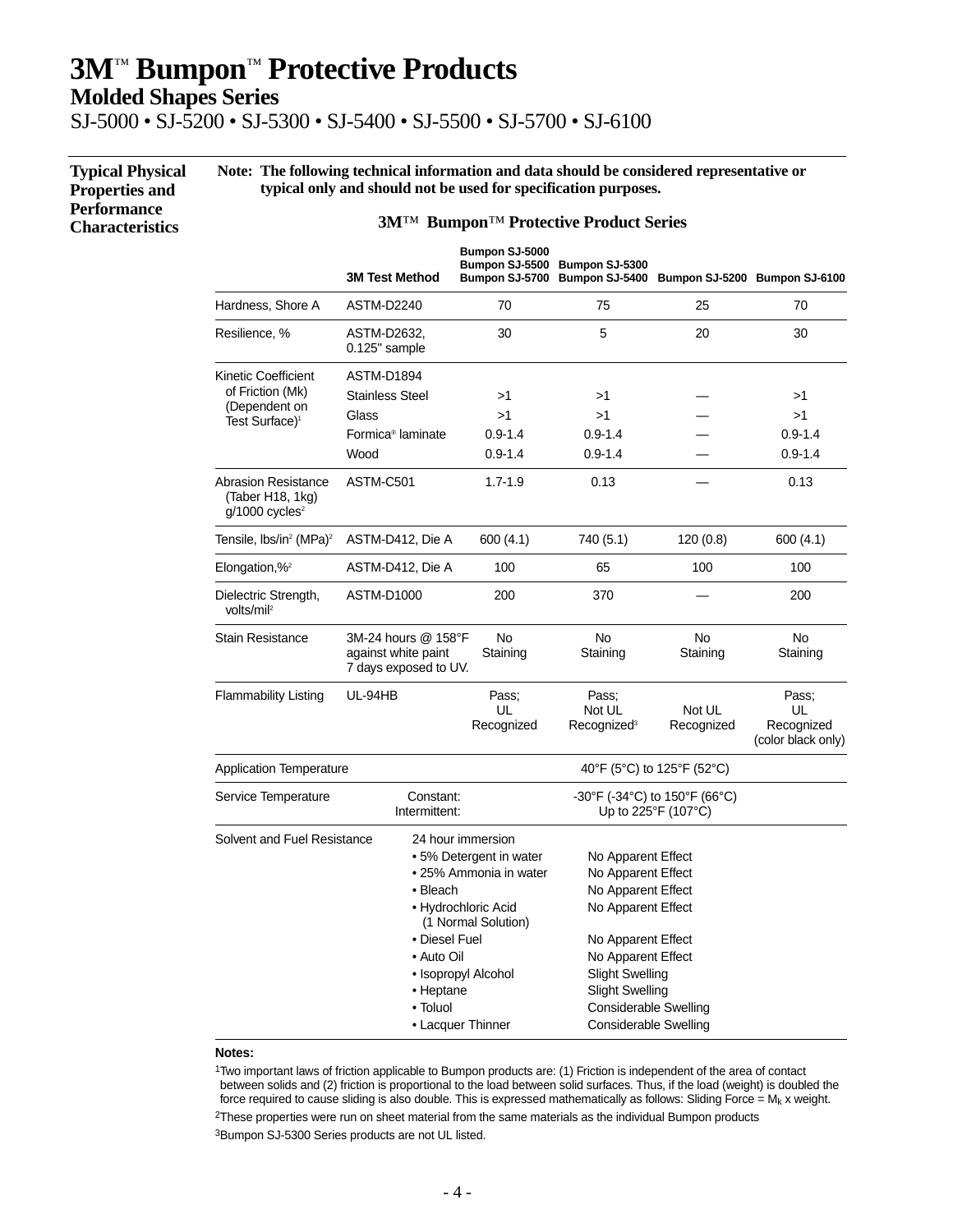# 3M™ Bumpon™ Protective Products

## Molded Shapes Series

SJ-5000 • SJ-5200 • SJ-5300 • SJ-5400 • SJ-5500 • SJ-5700 • SJ-6100

### Typical Physical Properties and Performance Characteristics

**Note: The following technical information and data should be considered representative or typical only and should not be used for specification purposes.**

**3M™ Bumpon™ Protective Product Series**

| | 3M Test Method | Bumpon SJ-5000 Bumpon SJ-5500 Bumpon SJ-5700 | Bumpon SJ-5300 Bumpon SJ-5400 | Bumpon SJ-5200 | Bumpon SJ-6100 |
|---|---|---|---|---|---|
| Hardness, Shore A | ASTM-D2240 | 70 | 75 | 25 | 70 |
| Resilience, % | ASTM-D2632, 0.125" sample | 30 | 5 | 20 | 30 |
| Kinetic Coefficient of Friction (Mk) (Dependent on Test Surface)[1] | ASTM-D1894 | | | | |
| | Stainless Steel | >1 | >1 | — | >1 |
| | Glass | >1 | >1 | — | >1 |
| | Formica® laminate | 0.9-1.4 | 0.9-1.4 | — | 0.9-1.4 |
| | Wood | 0.9-1.4 | 0.9-1.4 | — | 0.9-1.4 |
| Abrasion Resistance (Taber H18, 1kg) g/1000 cycles[2] | ASTM-C501 | 1.7-1.9 | 0.13 | — | 0.13 |
| Tensile, lbs/in² (MPa)[2] | ASTM-D412, Die A | 600 (4.1) | 740 (5.1) | 120 (0.8) | 600 (4.1) |
| Elongation,%[2] | ASTM-D412, Die A | 100 | 65 | 100 | 100 |
| Dielectric Strength, volts/mil[2] | ASTM-D1000 | 200 | 370 | — | 200 |
| Stain Resistance | 3M-24 hours @ 158°F against white paint 7 days exposed to UV. | No Staining | No Staining | No Staining | No Staining |
| Flammability Listing | UL-94HB | Pass; UL Recognized | Pass; Not UL Recognized[3] | Not UL Recognized | Pass; UL Recognized (color black only) |
| Application Temperature | | 40°F (5°C) to 125°F (52°C) | | | |
| Service Temperature | Constant: | -30°F (-34°C) to 150°F (66°C) | | | |
| | Intermittent: | Up to 225°F (107°C) | | | |
| Solvent and Fuel Resistance | 24 hour immersion | | | | |
| | • 5% Detergent in water | No Apparent Effect | | | |
| | • 25% Ammonia in water | No Apparent Effect | | | |
| | • Bleach | No Apparent Effect | | | |
| | • Hydrochloric Acid (1 Normal Solution) | No Apparent Effect | | | |
| | • Diesel Fuel | No Apparent Effect | | | |
| | • Auto Oil | No Apparent Effect | | | |
| | • Isopropyl Alcohol | Slight Swelling | | | |
| | • Heptane | Slight Swelling | | | |
| | • Toluol | Considerable Swelling | | | |
| | • Lacquer Thinner | Considerable Swelling | | | |

**Notes:**

[1]Two important laws of friction applicable to Bumpon products are: (1) Friction is independent of the area of contact between solids and (2) friction is proportional to the load between solid surfaces. Thus, if the load (weight) is doubled the force required to cause sliding is also double. This is expressed mathematically as follows: Sliding Force = $M_k$ x weight.

[2]These properties were run on sheet material from the same materials as the individual Bumpon products

[3]Bumpon SJ-5300 Series products are not UL listed.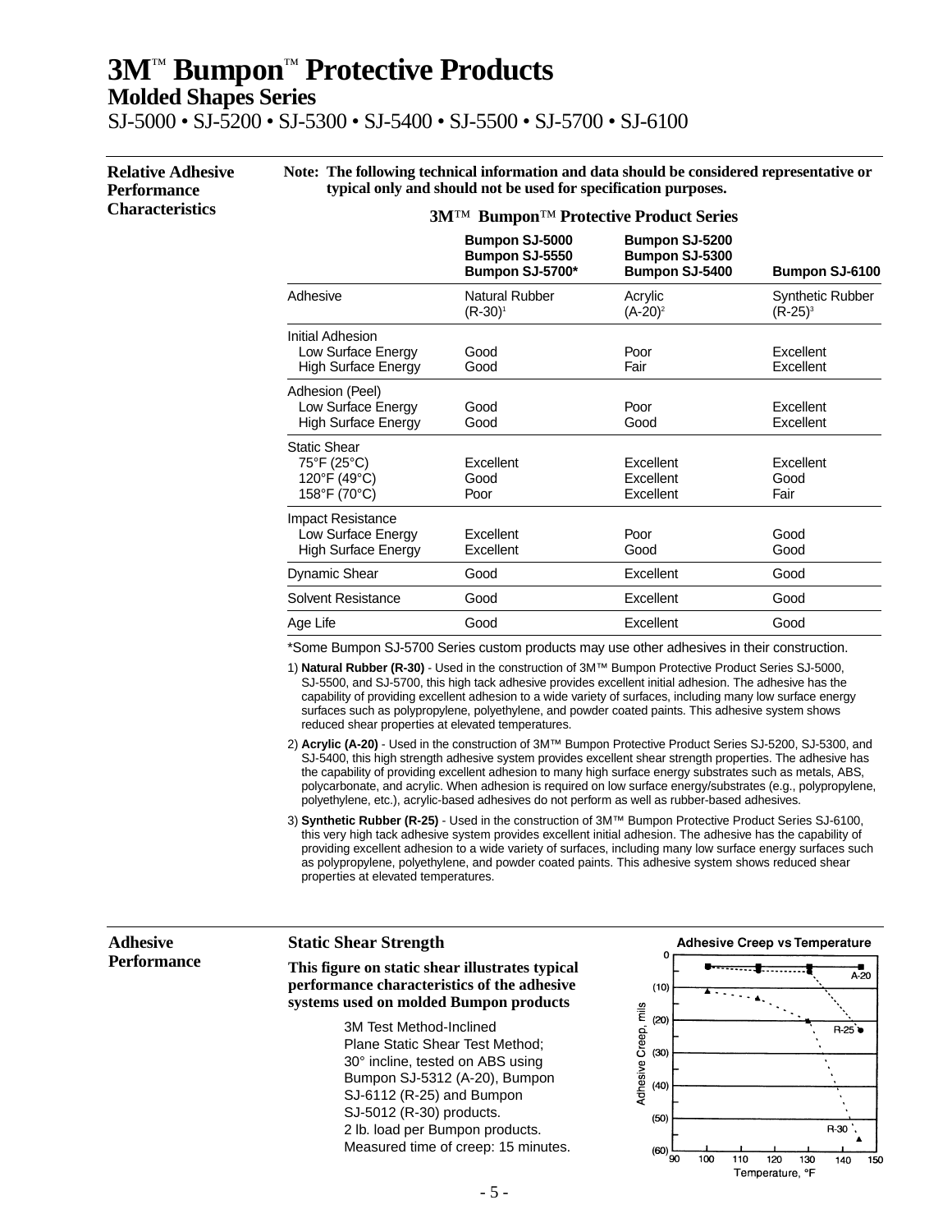# 3M™ Bumpon™ Protective Products

## Molded Shapes Series

SJ-5000 • SJ-5200 • SJ-5300 • SJ-5400 • SJ-5500 • SJ-5700 • SJ-6100

### Relative Adhesive Performance Characteristics

**Note: The following technical information and data should be considered representative or typical only and should not be used for specification purposes.**

**3M™ Bumpon™ Protective Product Series**

| | Bumpon SJ-5000<br>Bumpon SJ-5550<br>Bumpon SJ-5700* | Bumpon SJ-5200<br>Bumpon SJ-5300<br>Bumpon SJ-5400 | Bumpon SJ-6100 |
|---|---|---|---|
| Adhesive | Natural Rubber (R-30)[1] | Acrylic (A-20)[2] | Synthetic Rubber (R-25)[3] |
| Initial Adhesion | | | |
| Low Surface Energy | Good | Poor | Excellent |
| High Surface Energy | Good | Fair | Excellent |
| Adhesion (Peel) | | | |
| Low Surface Energy | Good | Poor | Excellent |
| High Surface Energy | Good | Good | Excellent |
| Static Shear | | | |
| 75°F (25°C) | Excellent | Excellent | Excellent |
| 120°F (49°C) | Good | Excellent | Good |
| 158°F (70°C) | Poor | Excellent | Fair |
| Impact Resistance | | | |
| Low Surface Energy | Excellent | Poor | Good |
| High Surface Energy | Excellent | Good | Good |
| Dynamic Shear | Good | Excellent | Good |
| Solvent Resistance | Good | Excellent | Good |
| Age Life | Good | Excellent | Good |

*Some Bumpon SJ-5700 Series custom products may use other adhesives in their construction.

1) **Natural Rubber (R-30)** - Used in the construction of 3M™ Bumpon Protective Product Series SJ-5000, SJ-5500, and SJ-5700, this high tack adhesive provides excellent initial adhesion. The adhesive has the capability of providing excellent adhesion to a wide variety of surfaces, including many low surface energy surfaces such as polypropylene, polyethylene, and powder coated paints. This adhesive system shows reduced shear properties at elevated temperatures.

2) **Acrylic (A-20)** - Used in the construction of 3M™ Bumpon Protective Product Series SJ-5200, SJ-5300, and SJ-5400, this high strength adhesive system provides excellent shear strength properties. The adhesive has the capability of providing excellent adhesion to many high surface energy substrates such as metals, ABS, polycarbonate, and acrylic. When adhesion is required on low surface energy/substrates (e.g., polypropylene, polyethylene, etc.), acrylic-based adhesives do not perform as well as rubber-based adhesives.

3) **Synthetic Rubber (R-25)** - Used in the construction of 3M™ Bumpon Protective Product Series SJ-6100, this very high tack adhesive system provides excellent initial adhesion. The adhesive has the capability of providing excellent adhesion to a wide variety of surfaces, including many low surface energy surfaces such as polypropylene, polyethylene, and powder coated paints. This adhesive system shows reduced shear properties at elevated temperatures.

### Adhesive Performance

#### Static Shear Strength

**This figure on static shear illustrates typical performance characteristics of the adhesive systems used on molded Bumpon products**

3M Test Method-Inclined Plane Static Shear Test Method; 30° incline, tested on ABS using Bumpon SJ-5312 (A-20), Bumpon SJ-6112 (R-25) and Bumpon SJ-5012 (R-30) products.
2 lb. load per Bumpon products.
Measured time of creep: 15 minutes.

**Adhesive Creep vs Temperature**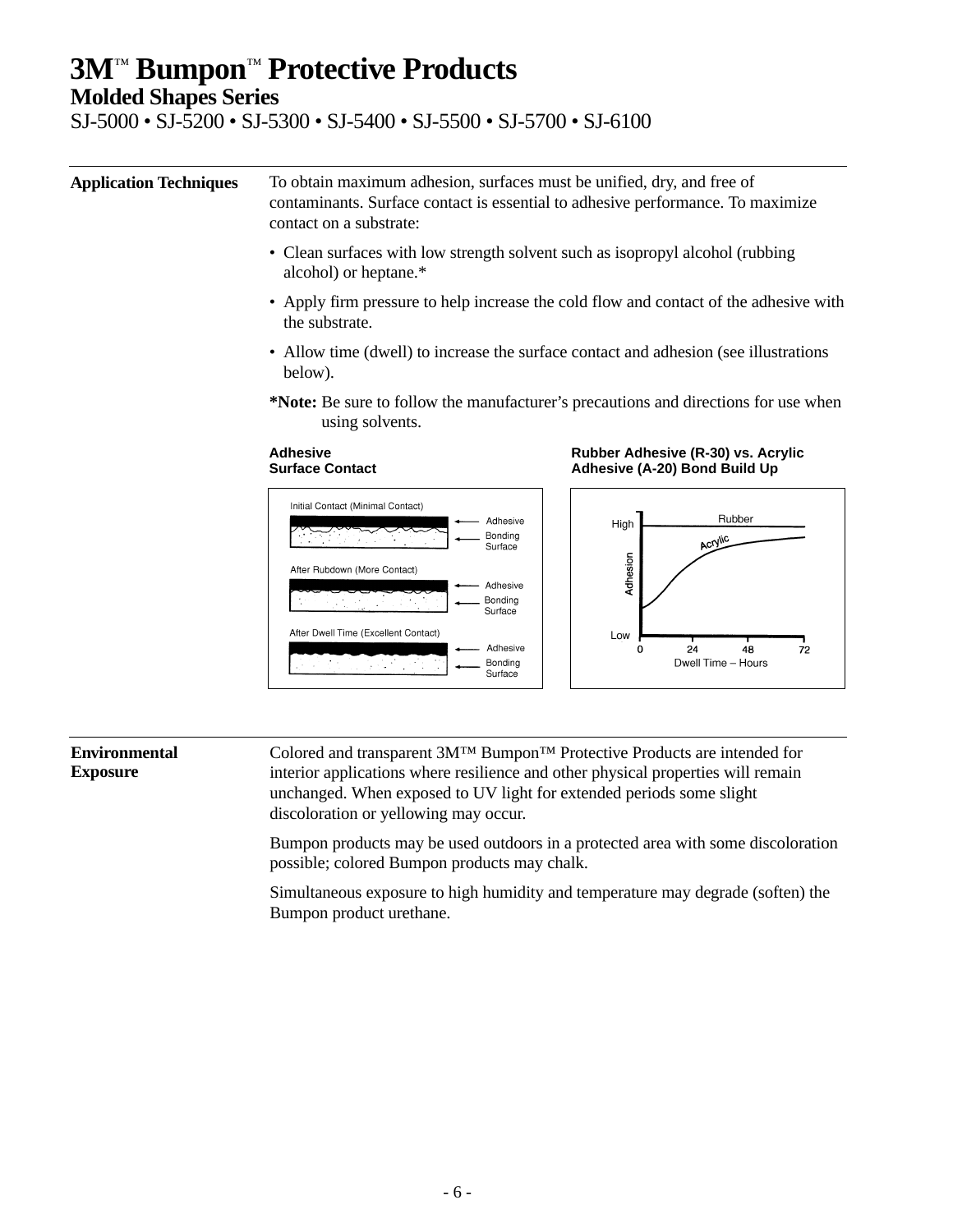# 3M™ Bumpon™ Protective Products

## Molded Shapes Series

SJ-5000 • SJ-5200 • SJ-5300 • SJ-5400 • SJ-5500 • SJ-5700 • SJ-6100

**Application Techniques**

To obtain maximum adhesion, surfaces must be unified, dry, and free of contaminants. Surface contact is essential to adhesive performance. To maximize contact on a substrate:

- Clean surfaces with low strength solvent such as isopropyl alcohol (rubbing alcohol) or heptane.*
- Apply firm pressure to help increase the cold flow and contact of the adhesive with the substrate.
- Allow time (dwell) to increase the surface contact and adhesion (see illustrations below).

***Note:** Be sure to follow the manufacturer's precautions and directions for use when using solvents.

**Adhesive Surface Contact**

Initial Contact (Minimal Contact) — Adhesive, Bonding Surface

After Rubdown (More Contact) — Adhesive, Bonding Surface

After Dwell Time (Excellent Contact) — Adhesive, Bonding Surface

**Rubber Adhesive (R-30) vs. Acrylic Adhesive (A-20) Bond Build Up**

Adhesion (Low – High) vs. Dwell Time – Hours (0, 24, 48, 72): Rubber, Acrylic

**Environmental Exposure**

Colored and transparent 3M™ Bumpon™ Protective Products are intended for interior applications where resilience and other physical properties will remain unchanged. When exposed to UV light for extended periods some slight discoloration or yellowing may occur.

Bumpon products may be used outdoors in a protected area with some discoloration possible; colored Bumpon products may chalk.

Simultaneous exposure to high humidity and temperature may degrade (soften) the Bumpon product urethane.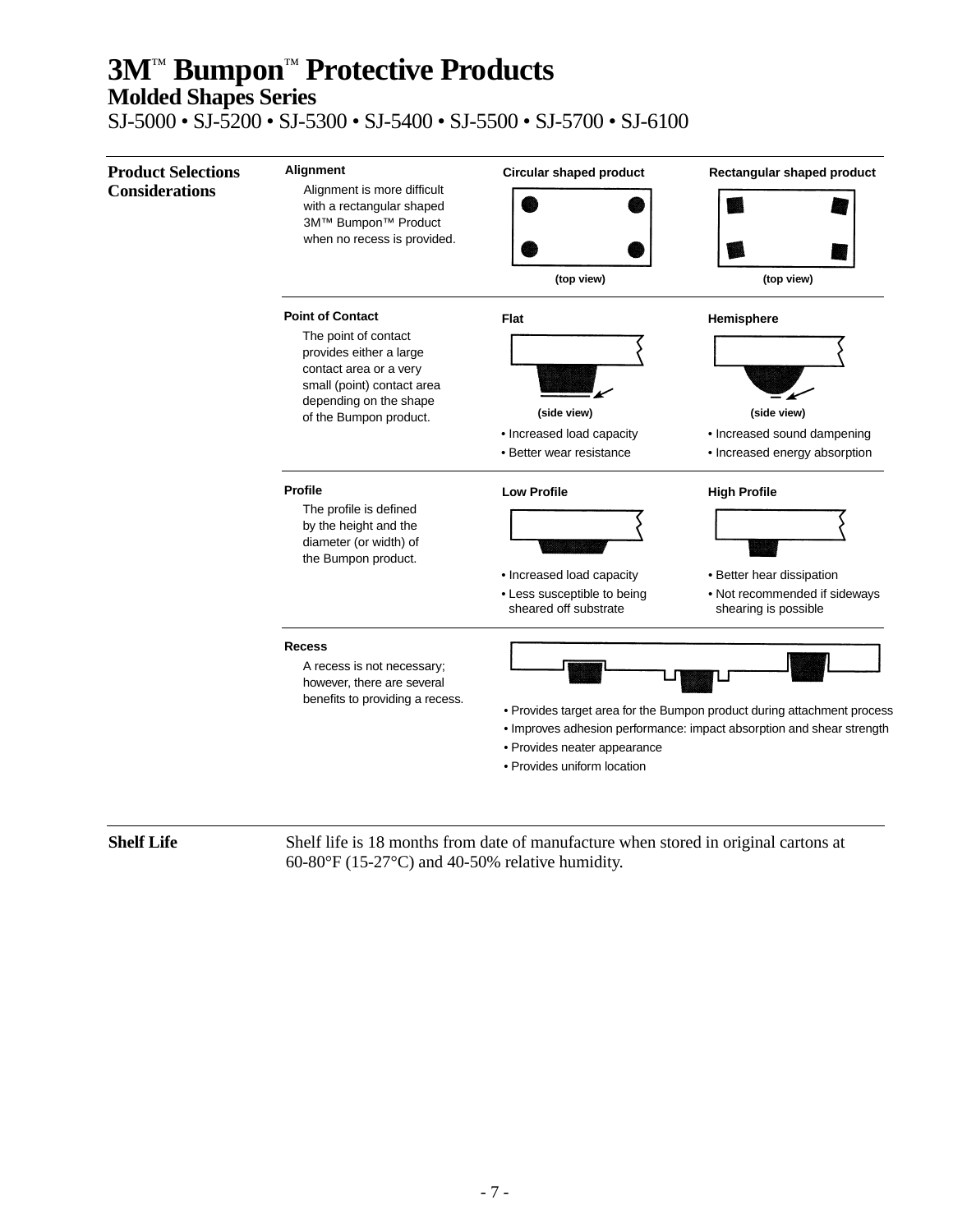# 3M™ Bumpon™ Protective Products

## Molded Shapes Series

SJ-5000 • SJ-5200 • SJ-5300 • SJ-5400 • SJ-5500 • SJ-5700 • SJ-6100

### Product Selections Considerations

**Alignment**

Alignment is more difficult with a rectangular shaped 3M™ Bumpon™ Product when no recess is provided.

| Circular shaped product | Rectangular shaped product |
|---|---|
| (top view) | (top view) |

**Point of Contact**

The point of contact provides either a large contact area or a very small (point) contact area depending on the shape of the Bumpon product.

| Flat | Hemisphere |
|---|---|
| (side view) | (side view) |
| • Increased load capacity<br>• Better wear resistance | • Increased sound dampening<br>• Increased energy absorption |

**Profile**

The profile is defined by the height and the diameter (or width) of the Bumpon product.

| Low Profile | High Profile |
|---|---|
| • Increased load capacity<br>• Less susceptible to being sheared off substrate | • Better hear dissipation<br>• Not recommended if sideways shearing is possible |

**Recess**

A recess is not necessary; however, there are several benefits to providing a recess.

- Provides target area for the Bumpon product during attachment process
- Improves adhesion performance: impact absorption and shear strength
- Provides neater appearance
- Provides uniform location

### Shelf Life

Shelf life is 18 months from date of manufacture when stored in original cartons at 60-80°F (15-27°C) and 40-50% relative humidity.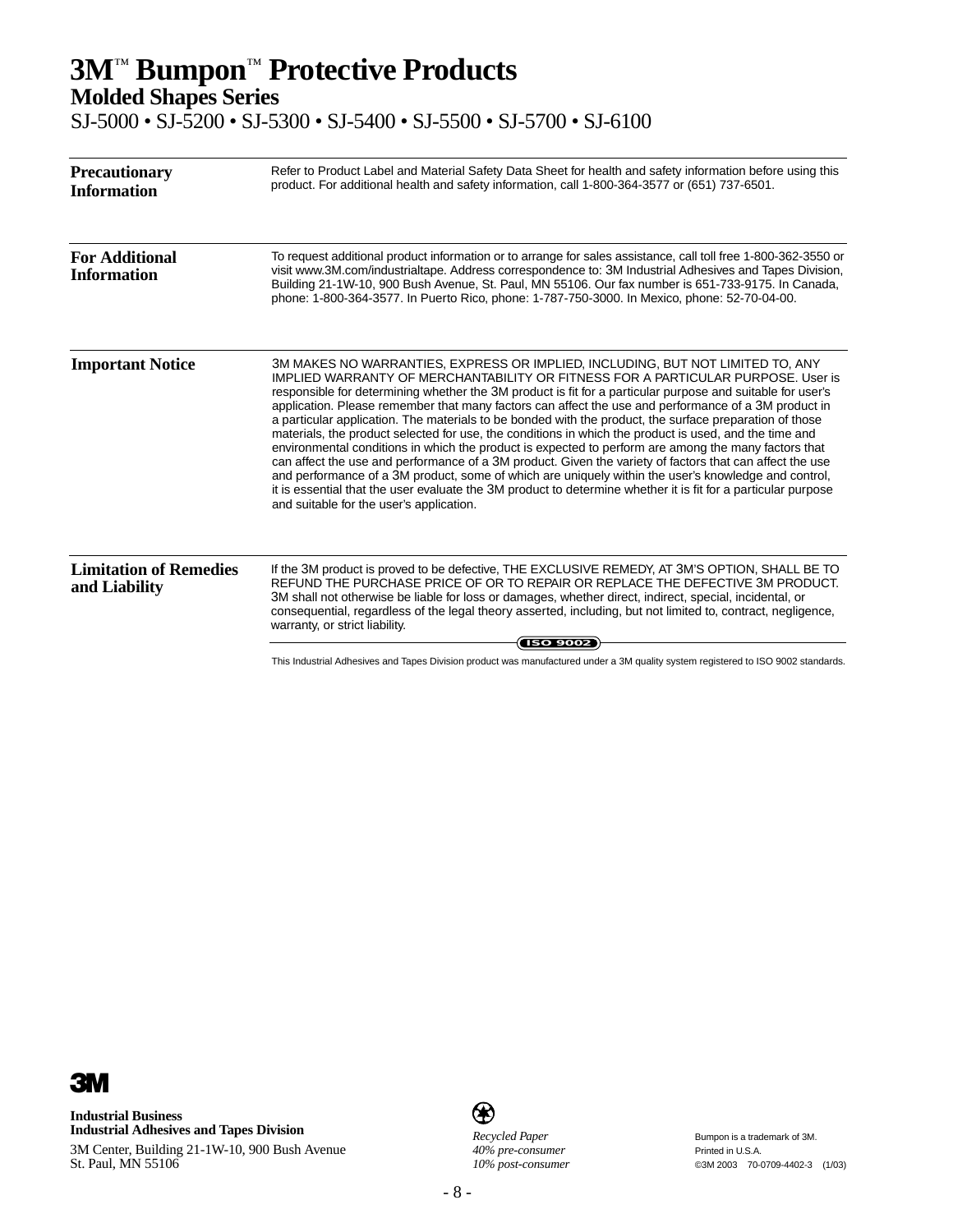# 3M™ Bumpon™ Protective Products

## Molded Shapes Series

SJ-5000 • SJ-5200 • SJ-5300 • SJ-5400 • SJ-5500 • SJ-5700 • SJ-6100

**Precautionary Information**

Refer to Product Label and Material Safety Data Sheet for health and safety information before using this product. For additional health and safety information, call 1-800-364-3577 or (651) 737-6501.

**For Additional Information**

To request additional product information or to arrange for sales assistance, call toll free 1-800-362-3550 or visit www.3M.com/industrialtape. Address correspondence to: 3M Industrial Adhesives and Tapes Division, Building 21-1W-10, 900 Bush Avenue, St. Paul, MN 55106. Our fax number is 651-733-9175. In Canada, phone: 1-800-364-3577. In Puerto Rico, phone: 1-787-750-3000. In Mexico, phone: 52-70-04-00.

**Important Notice**

3M MAKES NO WARRANTIES, EXPRESS OR IMPLIED, INCLUDING, BUT NOT LIMITED TO, ANY IMPLIED WARRANTY OF MERCHANTABILITY OR FITNESS FOR A PARTICULAR PURPOSE. User is responsible for determining whether the 3M product is fit for a particular purpose and suitable for user's application. Please remember that many factors can affect the use and performance of a 3M product in a particular application. The materials to be bonded with the product, the surface preparation of those materials, the product selected for use, the conditions in which the product is used, and the time and environmental conditions in which the product is expected to perform are among the many factors that can affect the use and performance of a 3M product. Given the variety of factors that can affect the use and performance of a 3M product, some of which are uniquely within the user's knowledge and control, it is essential that the user evaluate the 3M product to determine whether it is fit for a particular purpose and suitable for the user's application.

**Limitation of Remedies and Liability**

If the 3M product is proved to be defective, THE EXCLUSIVE REMEDY, AT 3M'S OPTION, SHALL BE TO REFUND THE PURCHASE PRICE OF OR TO REPAIR OR REPLACE THE DEFECTIVE 3M PRODUCT. 3M shall not otherwise be liable for loss or damages, whether direct, indirect, special, incidental, or consequential, regardless of the legal theory asserted, including, but not limited to, contract, negligence, warranty, or strict liability.

ISO 9002

This Industrial Adhesives and Tapes Division product was manufactured under a 3M quality system registered to ISO 9002 standards.

3M

**Industrial Business**
**Industrial Adhesives and Tapes Division**
3M Center, Building 21-1W-10, 900 Bush Avenue
St. Paul, MN 55106

*Recycled Paper*
*40% pre-consumer*
*10% post-consumer*

Bumpon is a trademark of 3M.
Printed in U.S.A.
©3M 2003 70-0709-4402-3 (1/03)